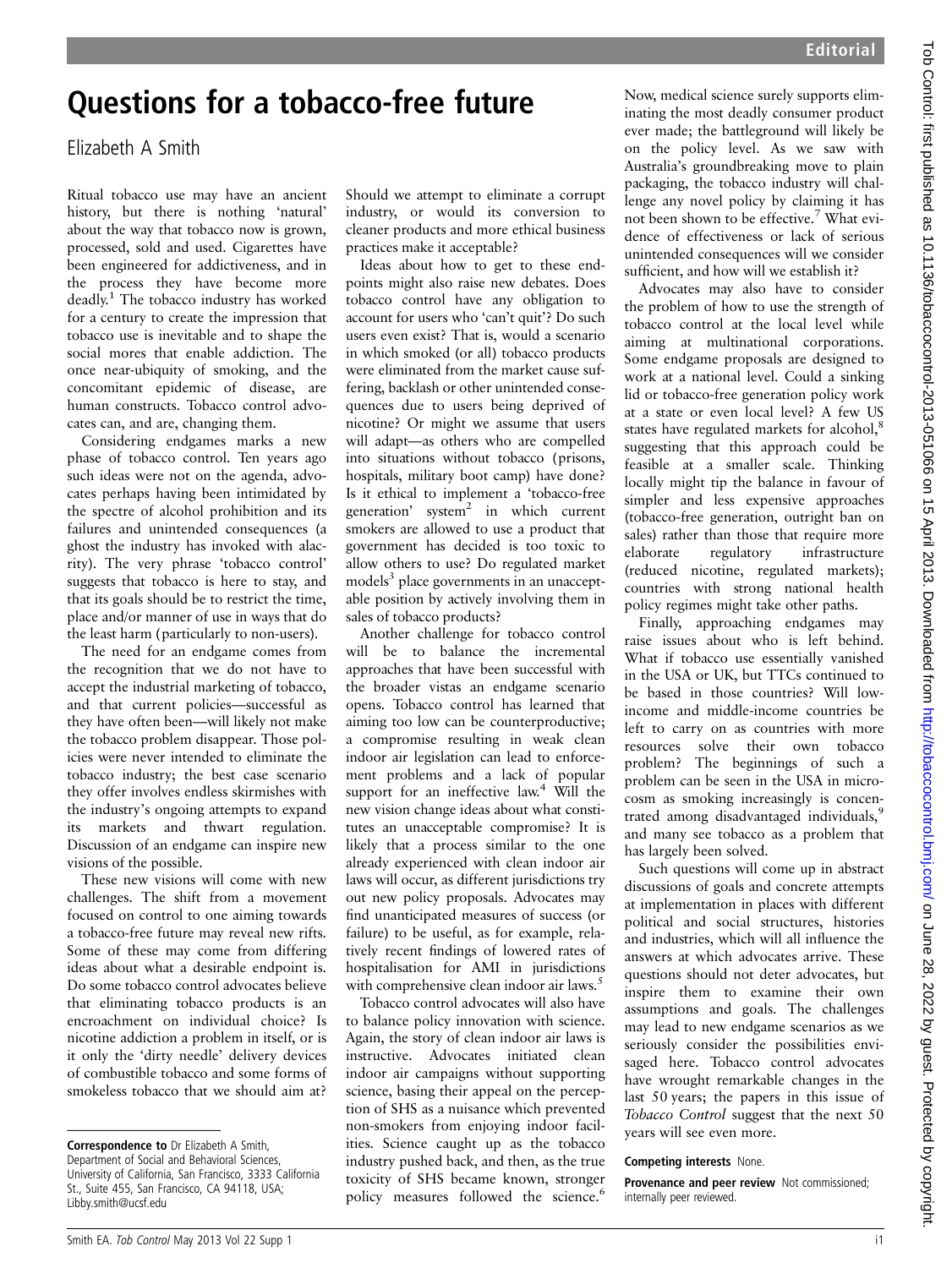Editorial

# Questions for a tobacco-free future

Elizabeth A Smith

Ritual tobacco use may have an ancient history, but there is nothing 'natural' about the way that tobacco now is grown, processed, sold and used. Cigarettes have been engineered for addictiveness, and in the process they have become more deadly.[1] The tobacco industry has worked for a century to create the impression that tobacco use is inevitable and to shape the social mores that enable addiction. The once near-ubiquity of smoking, and the concomitant epidemic of disease, are human constructs. Tobacco control advocates can, and are, changing them.

Considering endgames marks a new phase of tobacco control. Ten years ago such ideas were not on the agenda, advocates perhaps having been intimidated by the spectre of alcohol prohibition and its failures and unintended consequences (a ghost the industry has invoked with alacrity). The very phrase 'tobacco control' suggests that tobacco is here to stay, and that its goals should be to restrict the time, place and/or manner of use in ways that do the least harm (particularly to non-users).

The need for an endgame comes from the recognition that we do not have to accept the industrial marketing of tobacco, and that current policies—successful as they have often been—will likely not make the tobacco problem disappear. Those policies were never intended to eliminate the tobacco industry; the best case scenario they offer involves endless skirmishes with the industry's ongoing attempts to expand its markets and thwart regulation. Discussion of an endgame can inspire new visions of the possible.

These new visions will come with new challenges. The shift from a movement focused on control to one aiming towards a tobacco-free future may reveal new rifts. Some of these may come from differing ideas about what a desirable endpoint is. Do some tobacco control advocates believe that eliminating tobacco products is an encroachment on individual choice? Is nicotine addiction a problem in itself, or is it only the 'dirty needle' delivery devices of combustible tobacco and some forms of smokeless tobacco that we should aim at? Should we attempt to eliminate a corrupt industry, or would its conversion to cleaner products and more ethical business practices make it acceptable?

Ideas about how to get to these endpoints might also raise new debates. Does tobacco control have any obligation to account for users who 'can't quit'? Do such users even exist? That is, would a scenario in which smoked (or all) tobacco products were eliminated from the market cause suffering, backlash or other unintended consequences due to users being deprived of nicotine? Or might we assume that users will adapt—as others who are compelled into situations without tobacco (prisons, hospitals, military boot camp) have done? Is it ethical to implement a 'tobacco-free generation' system[2] in which current smokers are allowed to use a product that government has decided is too toxic to allow others to use? Do regulated market models[3] place governments in an unacceptable position by actively involving them in sales of tobacco products?

Another challenge for tobacco control will be to balance the incremental approaches that have been successful with the broader vistas an endgame scenario opens. Tobacco control has learned that aiming too low can be counterproductive; a compromise resulting in weak clean indoor air legislation can lead to enforcement problems and a lack of popular support for an ineffective law.[4] Will the new vision change ideas about what constitutes an unacceptable compromise? It is likely that a process similar to the one already experienced with clean indoor air laws will occur, as different jurisdictions try out new policy proposals. Advocates may find unanticipated measures of success (or failure) to be useful, as for example, relatively recent findings of lowered rates of hospitalisation for AMI in jurisdictions with comprehensive clean indoor air laws.[5]

Tobacco control advocates will also have to balance policy innovation with science. Again, the story of clean indoor air laws is instructive. Advocates initiated clean indoor air campaigns without supporting science, basing their appeal on the perception of SHS as a nuisance which prevented non-smokers from enjoying indoor facilities. Science caught up as the tobacco industry pushed back, and then, as the true toxicity of SHS became known, stronger policy measures followed the science.[6] Now, medical science surely supports eliminating the most deadly consumer product ever made; the battleground will likely be on the policy level. As we saw with Australia's groundbreaking move to plain packaging, the tobacco industry will challenge any novel policy by claiming it has not been shown to be effective.[7] What evidence of effectiveness or lack of serious unintended consequences will we consider sufficient, and how will we establish it?

Advocates may also have to consider the problem of how to use the strength of tobacco control at the local level while aiming at multinational corporations. Some endgame proposals are designed to work at a national level. Could a sinking lid or tobacco-free generation policy work at a state or even local level? A few US states have regulated markets for alcohol,[8] suggesting that this approach could be feasible at a smaller scale. Thinking locally might tip the balance in favour of simpler and less expensive approaches (tobacco-free generation, outright ban on sales) rather than those that require more elaborate regulatory infrastructure (reduced nicotine, regulated markets); countries with strong national health policy regimes might take other paths.

Finally, approaching endgames may raise issues about who is left behind. What if tobacco use essentially vanished in the USA or UK, but TTCs continued to be based in those countries? Will low-income and middle-income countries be left to carry on as countries with more resources solve their own tobacco problem? The beginnings of such a problem can be seen in the USA in microcosm as smoking increasingly is concentrated among disadvantaged individuals,[9] and many see tobacco as a problem that has largely been solved.

Such questions will come up in abstract discussions of goals and concrete attempts at implementation in places with different political and social structures, histories and industries, which will all influence the answers at which advocates arrive. These questions should not deter advocates, but inspire them to examine their own assumptions and goals. The challenges may lead to new endgame scenarios as we seriously consider the possibilities envisaged here. Tobacco control advocates have wrought remarkable changes in the last 50 years; the papers in this issue of *Tobacco Control* suggest that the next 50 years will see even more.

**Competing interests** None.

**Provenance and peer review** Not commissioned; internally peer reviewed.

**Correspondence to** Dr Elizabeth A Smith, Department of Social and Behavioral Sciences, University of California, San Francisco, 3333 California St., Suite 455, San Francisco, CA 94118, USA; Libby.smith@ucsf.edu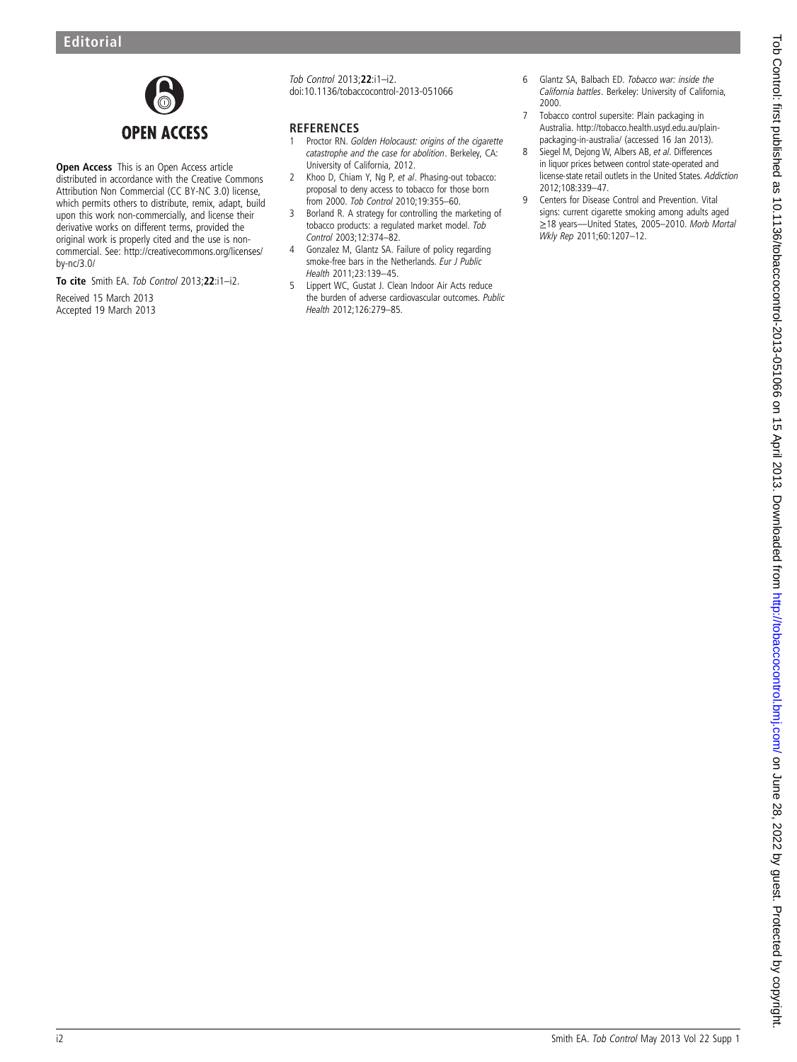**OPEN ACCESS**

**Open Access** This is an Open Access article distributed in accordance with the Creative Commons Attribution Non Commercial (CC BY-NC 3.0) license, which permits others to distribute, remix, adapt, build upon this work non-commercially, and license their derivative works on different terms, provided the original work is properly cited and the use is non-commercial. See: http://creativecommons.org/licenses/by-nc/3.0/

**To cite** Smith EA. *Tob Control* 2013;**22**:i1–i2.

Received 15 March 2013
Accepted 19 March 2013

*Tob Control* 2013;**22**:i1–i2.
doi:10.1136/tobaccocontrol-2013-051066

## REFERENCES

1. Proctor RN. *Golden Holocaust: origins of the cigarette catastrophe and the case for abolition*. Berkeley, CA: University of California, 2012.
2. Khoo D, Chiam Y, Ng P, *et al*. Phasing-out tobacco: proposal to deny access to tobacco for those born from 2000. *Tob Control* 2010;19:355–60.
3. Borland R. A strategy for controlling the marketing of tobacco products: a regulated market model. *Tob Control* 2003;12:374–82.
4. Gonzalez M, Glantz SA. Failure of policy regarding smoke-free bars in the Netherlands. *Eur J Public Health* 2011;23:139–45.
5. Lippert WC, Gustat J. Clean Indoor Air Acts reduce the burden of adverse cardiovascular outcomes. *Public Health* 2012;126:279–85.
6. Glantz SA, Balbach ED. *Tobacco war: inside the California battles*. Berkeley: University of California, 2000.
7. Tobacco control supersite: Plain packaging in Australia. http://tobacco.health.usyd.edu.au/plain-packaging-in-australia/ (accessed 16 Jan 2013).
8. Siegel M, Dejong W, Albers AB, *et al*. Differences in liquor prices between control state-operated and license-state retail outlets in the United States. *Addiction* 2012;108:339–47.
9. Centers for Disease Control and Prevention. Vital signs: current cigarette smoking among adults aged ≥18 years—United States, 2005–2010. *Morb Mortal Wkly Rep* 2011;60:1207–12.